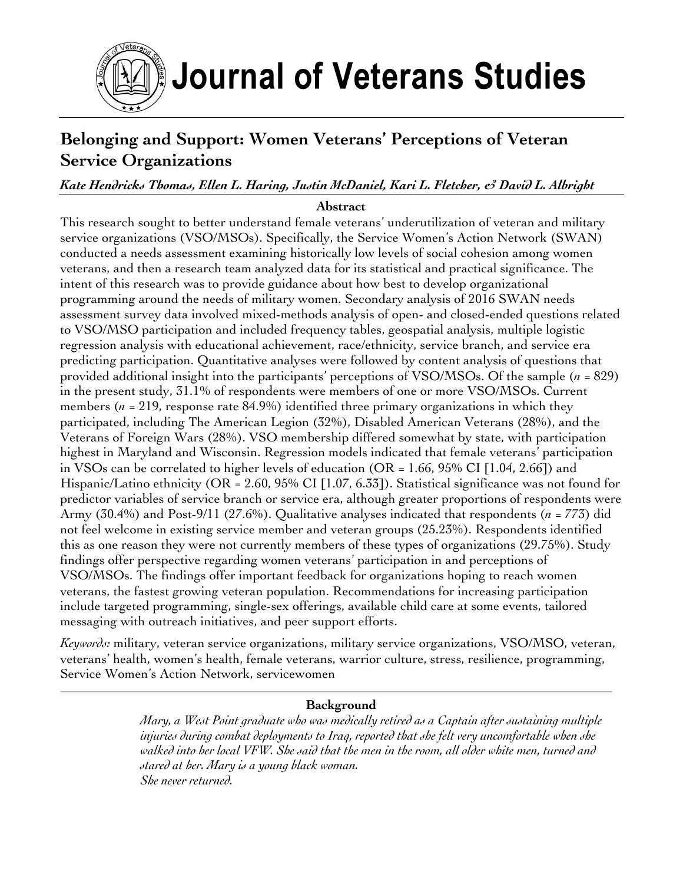# Journal of Veterans Studies

## Belonging and Support: Women Veterans' Perceptions of Veteran Service Organizations

***Kate Hendricks Thomas, Ellen L. Haring, Justin McDaniel, Kari L. Fletcher, & David L. Albright***

### Abstract

This research sought to better understand female veterans' underutilization of veteran and military service organizations (VSO/MSOs). Specifically, the Service Women's Action Network (SWAN) conducted a needs assessment examining historically low levels of social cohesion among women veterans, and then a research team analyzed data for its statistical and practical significance. The intent of this research was to provide guidance about how best to develop organizational programming around the needs of military women. Secondary analysis of 2016 SWAN needs assessment survey data involved mixed-methods analysis of open- and closed-ended questions related to VSO/MSO participation and included frequency tables, geospatial analysis, multiple logistic regression analysis with educational achievement, race/ethnicity, service branch, and service era predicting participation. Quantitative analyses were followed by content analysis of questions that provided additional insight into the participants' perceptions of VSO/MSOs. Of the sample ($n$ = 829) in the present study, 31.1% of respondents were members of one or more VSO/MSOs. Current members ($n$ = 219, response rate 84.9%) identified three primary organizations in which they participated, including The American Legion (32%), Disabled American Veterans (28%), and the Veterans of Foreign Wars (28%). VSO membership differed somewhat by state, with participation highest in Maryland and Wisconsin. Regression models indicated that female veterans' participation in VSOs can be correlated to higher levels of education (OR = 1.66, 95% CI [1.04, 2.66]) and Hispanic/Latino ethnicity (OR = 2.60, 95% CI [1.07, 6.33]). Statistical significance was not found for predictor variables of service branch or service era, although greater proportions of respondents were Army (30.4%) and Post-9/11 (27.6%). Qualitative analyses indicated that respondents ($n$ = 773) did not feel welcome in existing service member and veteran groups (25.23%). Respondents identified this as one reason they were not currently members of these types of organizations (29.75%). Study findings offer perspective regarding women veterans' participation in and perceptions of VSO/MSOs. The findings offer important feedback for organizations hoping to reach women veterans, the fastest growing veteran population. Recommendations for increasing participation include targeted programming, single-sex offerings, available child care at some events, tailored messaging with outreach initiatives, and peer support efforts.

*Keywords:* military, veteran service organizations, military service organizations, VSO/MSO, veteran, veterans' health, women's health, female veterans, warrior culture, stress, resilience, programming, Service Women's Action Network, servicewomen

### Background

> *Mary, a West Point graduate who was medically retired as a Captain after sustaining multiple injuries during combat deployments to Iraq, reported that she felt very uncomfortable when she walked into her local VFW. She said that the men in the room, all older white men, turned and stared at her. Mary is a young black woman.*
> *She never returned.*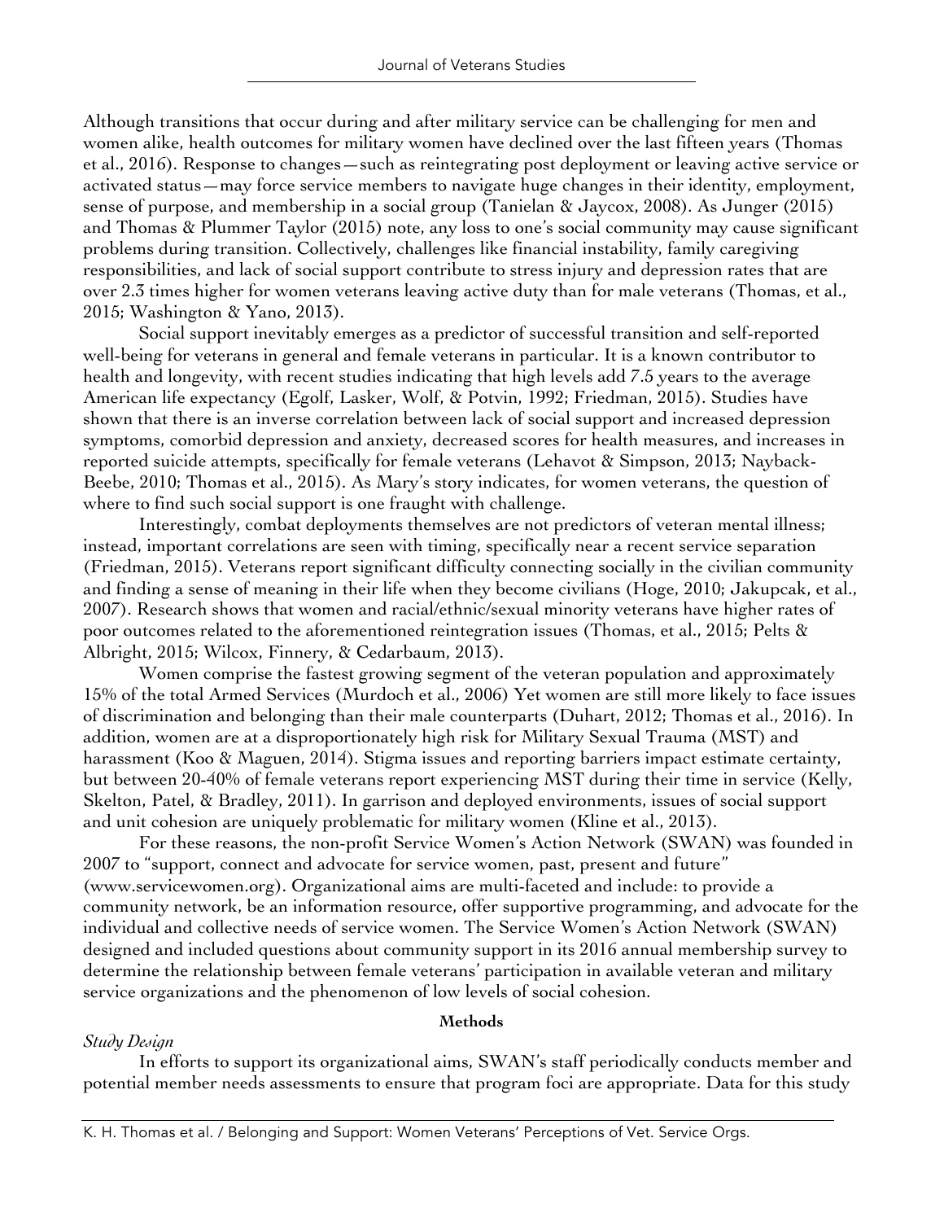Although transitions that occur during and after military service can be challenging for men and women alike, health outcomes for military women have declined over the last fifteen years (Thomas et al., 2016). Response to changes—such as reintegrating post deployment or leaving active service or activated status—may force service members to navigate huge changes in their identity, employment, sense of purpose, and membership in a social group (Tanielan & Jaycox, 2008). As Junger (2015) and Thomas & Plummer Taylor (2015) note, any loss to one's social community may cause significant problems during transition. Collectively, challenges like financial instability, family caregiving responsibilities, and lack of social support contribute to stress injury and depression rates that are over 2.3 times higher for women veterans leaving active duty than for male veterans (Thomas, et al., 2015; Washington & Yano, 2013).

Social support inevitably emerges as a predictor of successful transition and self-reported well-being for veterans in general and female veterans in particular. It is a known contributor to health and longevity, with recent studies indicating that high levels add 7.5 years to the average American life expectancy (Egolf, Lasker, Wolf, & Potvin, 1992; Friedman, 2015). Studies have shown that there is an inverse correlation between lack of social support and increased depression symptoms, comorbid depression and anxiety, decreased scores for health measures, and increases in reported suicide attempts, specifically for female veterans (Lehavot & Simpson, 2013; Nayback-Beebe, 2010; Thomas et al., 2015). As Mary's story indicates, for women veterans, the question of where to find such social support is one fraught with challenge.

Interestingly, combat deployments themselves are not predictors of veteran mental illness; instead, important correlations are seen with timing, specifically near a recent service separation (Friedman, 2015). Veterans report significant difficulty connecting socially in the civilian community and finding a sense of meaning in their life when they become civilians (Hoge, 2010; Jakupcak, et al., 2007). Research shows that women and racial/ethnic/sexual minority veterans have higher rates of poor outcomes related to the aforementioned reintegration issues (Thomas, et al., 2015; Pelts & Albright, 2015; Wilcox, Finnery, & Cedarbaum, 2013).

Women comprise the fastest growing segment of the veteran population and approximately 15% of the total Armed Services (Murdoch et al., 2006) Yet women are still more likely to face issues of discrimination and belonging than their male counterparts (Duhart, 2012; Thomas et al., 2016). In addition, women are at a disproportionately high risk for Military Sexual Trauma (MST) and harassment (Koo & Maguen, 2014). Stigma issues and reporting barriers impact estimate certainty, but between 20-40% of female veterans report experiencing MST during their time in service (Kelly, Skelton, Patel, & Bradley, 2011). In garrison and deployed environments, issues of social support and unit cohesion are uniquely problematic for military women (Kline et al., 2013).

For these reasons, the non-profit Service Women's Action Network (SWAN) was founded in 2007 to "support, connect and advocate for service women, past, present and future" (www.servicewomen.org). Organizational aims are multi-faceted and include: to provide a community network, be an information resource, offer supportive programming, and advocate for the individual and collective needs of service women. The Service Women's Action Network (SWAN) designed and included questions about community support in its 2016 annual membership survey to determine the relationship between female veterans' participation in available veteran and military service organizations and the phenomenon of low levels of social cohesion.

## Methods

### *Study Design*

In efforts to support its organizational aims, SWAN's staff periodically conducts member and potential member needs assessments to ensure that program foci are appropriate. Data for this study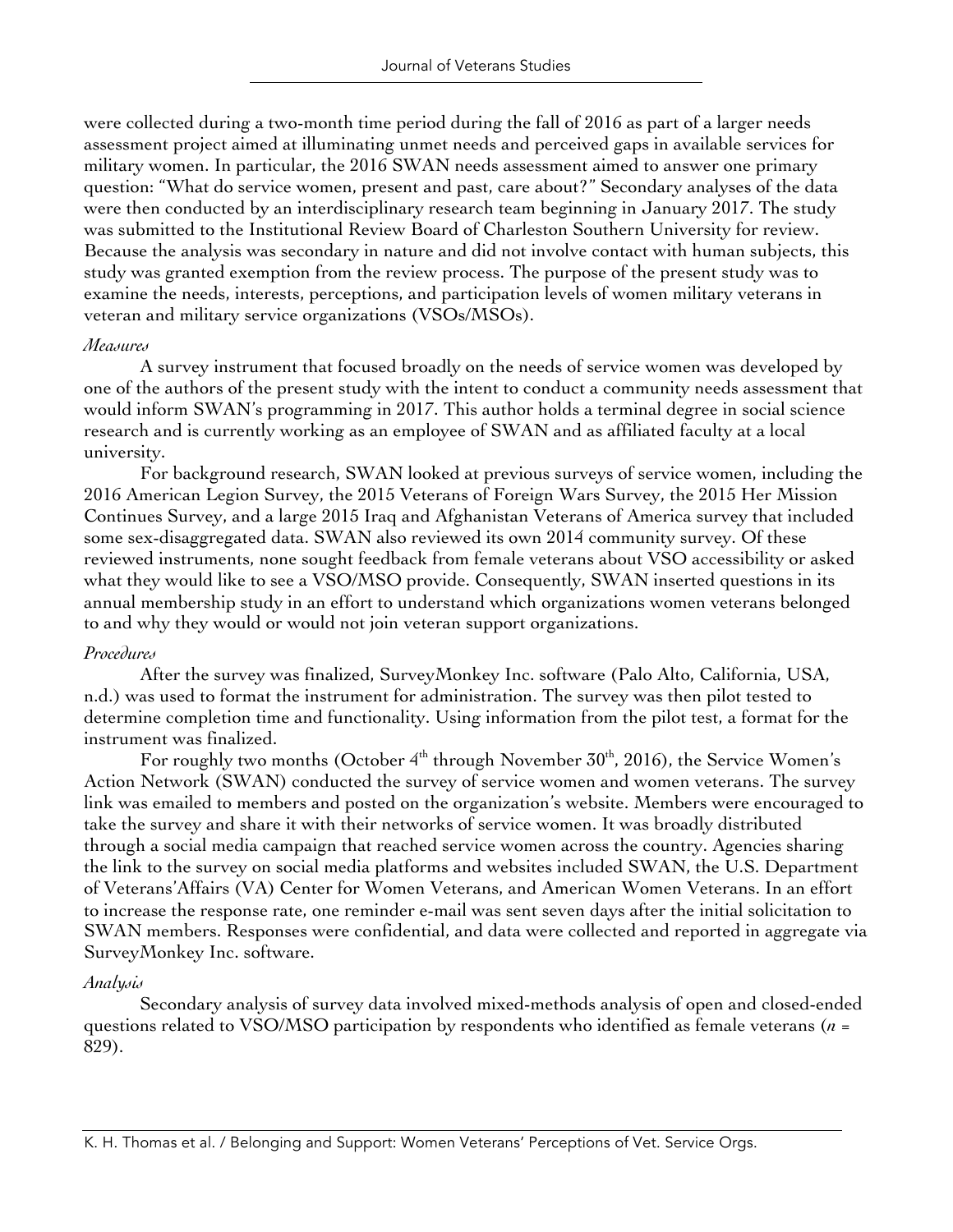were collected during a two-month time period during the fall of 2016 as part of a larger needs assessment project aimed at illuminating unmet needs and perceived gaps in available services for military women. In particular, the 2016 SWAN needs assessment aimed to answer one primary question: "What do service women, present and past, care about?" Secondary analyses of the data were then conducted by an interdisciplinary research team beginning in January 2017. The study was submitted to the Institutional Review Board of Charleston Southern University for review. Because the analysis was secondary in nature and did not involve contact with human subjects, this study was granted exemption from the review process. The purpose of the present study was to examine the needs, interests, perceptions, and participation levels of women military veterans in veteran and military service organizations (VSOs/MSOs).

*Measures*

A survey instrument that focused broadly on the needs of service women was developed by one of the authors of the present study with the intent to conduct a community needs assessment that would inform SWAN's programming in 2017. This author holds a terminal degree in social science research and is currently working as an employee of SWAN and as affiliated faculty at a local university.

For background research, SWAN looked at previous surveys of service women, including the 2016 American Legion Survey, the 2015 Veterans of Foreign Wars Survey, the 2015 Her Mission Continues Survey, and a large 2015 Iraq and Afghanistan Veterans of America survey that included some sex-disaggregated data. SWAN also reviewed its own 2014 community survey. Of these reviewed instruments, none sought feedback from female veterans about VSO accessibility or asked what they would like to see a VSO/MSO provide. Consequently, SWAN inserted questions in its annual membership study in an effort to understand which organizations women veterans belonged to and why they would or would not join veteran support organizations.

*Procedures*

After the survey was finalized, SurveyMonkey Inc. software (Palo Alto, California, USA, n.d.) was used to format the instrument for administration. The survey was then pilot tested to determine completion time and functionality. Using information from the pilot test, a format for the instrument was finalized.

For roughly two months (October 4th through November 30th, 2016), the Service Women's Action Network (SWAN) conducted the survey of service women and women veterans. The survey link was emailed to members and posted on the organization's website. Members were encouraged to take the survey and share it with their networks of service women. It was broadly distributed through a social media campaign that reached service women across the country. Agencies sharing the link to the survey on social media platforms and websites included SWAN, the U.S. Department of Veterans'Affairs (VA) Center for Women Veterans, and American Women Veterans. In an effort to increase the response rate, one reminder e-mail was sent seven days after the initial solicitation to SWAN members. Responses were confidential, and data were collected and reported in aggregate via SurveyMonkey Inc. software.

*Analysis*

Secondary analysis of survey data involved mixed-methods analysis of open and closed-ended questions related to VSO/MSO participation by respondents who identified as female veterans ($n$ = 829).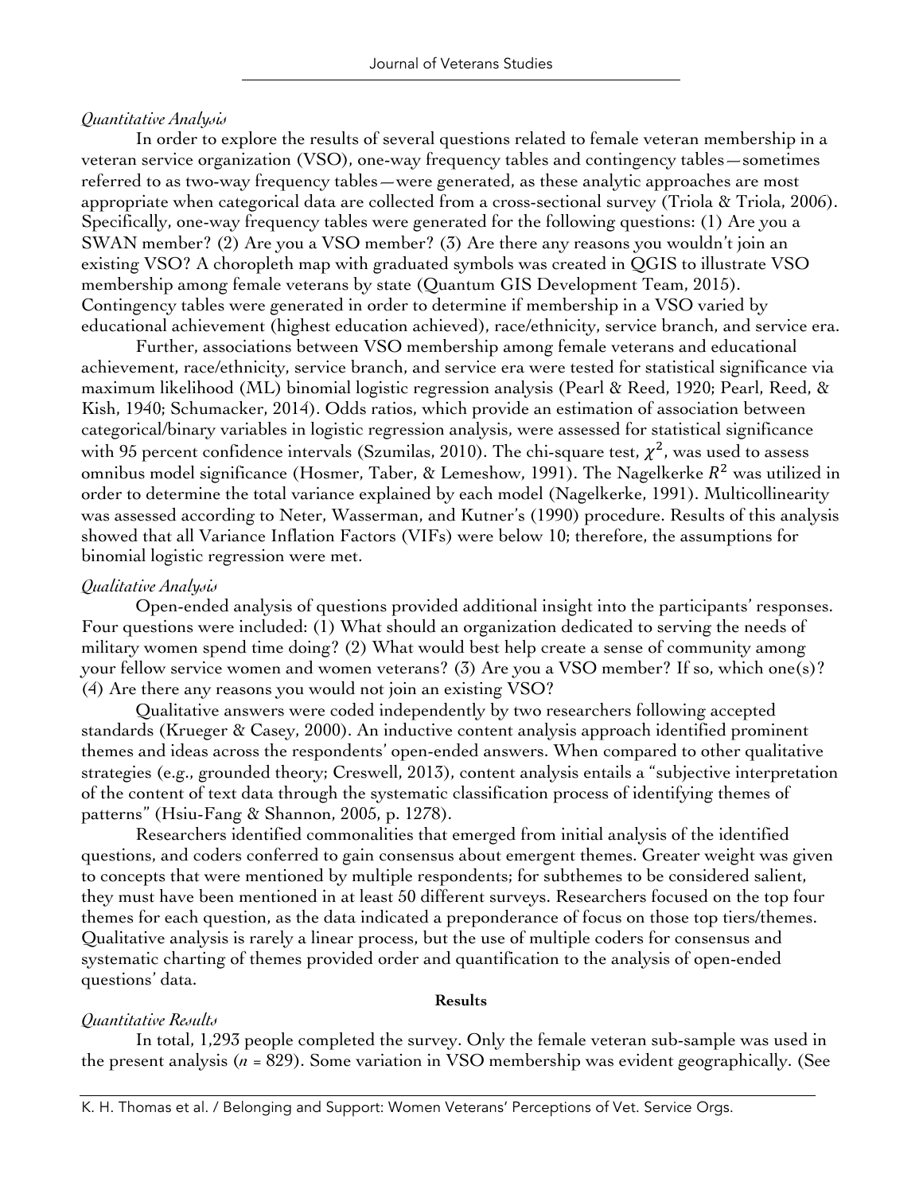*Quantitative Analysis*

In order to explore the results of several questions related to female veteran membership in a veteran service organization (VSO), one-way frequency tables and contingency tables—sometimes referred to as two-way frequency tables—were generated, as these analytic approaches are most appropriate when categorical data are collected from a cross-sectional survey (Triola & Triola, 2006). Specifically, one-way frequency tables were generated for the following questions: (1) Are you a SWAN member? (2) Are you a VSO member? (3) Are there any reasons you wouldn't join an existing VSO? A choropleth map with graduated symbols was created in QGIS to illustrate VSO membership among female veterans by state (Quantum GIS Development Team, 2015). Contingency tables were generated in order to determine if membership in a VSO varied by educational achievement (highest education achieved), race/ethnicity, service branch, and service era.

Further, associations between VSO membership among female veterans and educational achievement, race/ethnicity, service branch, and service era were tested for statistical significance via maximum likelihood (ML) binomial logistic regression analysis (Pearl & Reed, 1920; Pearl, Reed, & Kish, 1940; Schumacker, 2014). Odds ratios, which provide an estimation of association between categorical/binary variables in logistic regression analysis, were assessed for statistical significance with 95 percent confidence intervals (Szumilas, 2010). The chi-square test, $\chi^2$, was used to assess omnibus model significance (Hosmer, Taber, & Lemeshow, 1991). The Nagelkerke $R^2$ was utilized in order to determine the total variance explained by each model (Nagelkerke, 1991). Multicollinearity was assessed according to Neter, Wasserman, and Kutner's (1990) procedure. Results of this analysis showed that all Variance Inflation Factors (VIFs) were below 10; therefore, the assumptions for binomial logistic regression were met.

*Qualitative Analysis*

Open-ended analysis of questions provided additional insight into the participants' responses. Four questions were included: (1) What should an organization dedicated to serving the needs of military women spend time doing? (2) What would best help create a sense of community among your fellow service women and women veterans? (3) Are you a VSO member? If so, which one(s)? (4) Are there any reasons you would not join an existing VSO?

Qualitative answers were coded independently by two researchers following accepted standards (Krueger & Casey, 2000). An inductive content analysis approach identified prominent themes and ideas across the respondents' open-ended answers. When compared to other qualitative strategies (e.g., grounded theory; Creswell, 2013), content analysis entails a "subjective interpretation of the content of text data through the systematic classification process of identifying themes of patterns" (Hsiu-Fang & Shannon, 2005, p. 1278).

Researchers identified commonalities that emerged from initial analysis of the identified questions, and coders conferred to gain consensus about emergent themes. Greater weight was given to concepts that were mentioned by multiple respondents; for subthemes to be considered salient, they must have been mentioned in at least 50 different surveys. Researchers focused on the top four themes for each question, as the data indicated a preponderance of focus on those top tiers/themes. Qualitative analysis is rarely a linear process, but the use of multiple coders for consensus and systematic charting of themes provided order and quantification to the analysis of open-ended questions' data.

## Results

*Quantitative Results*

In total, 1,293 people completed the survey. Only the female veteran sub-sample was used in the present analysis ($n$ = 829). Some variation in VSO membership was evident geographically. (See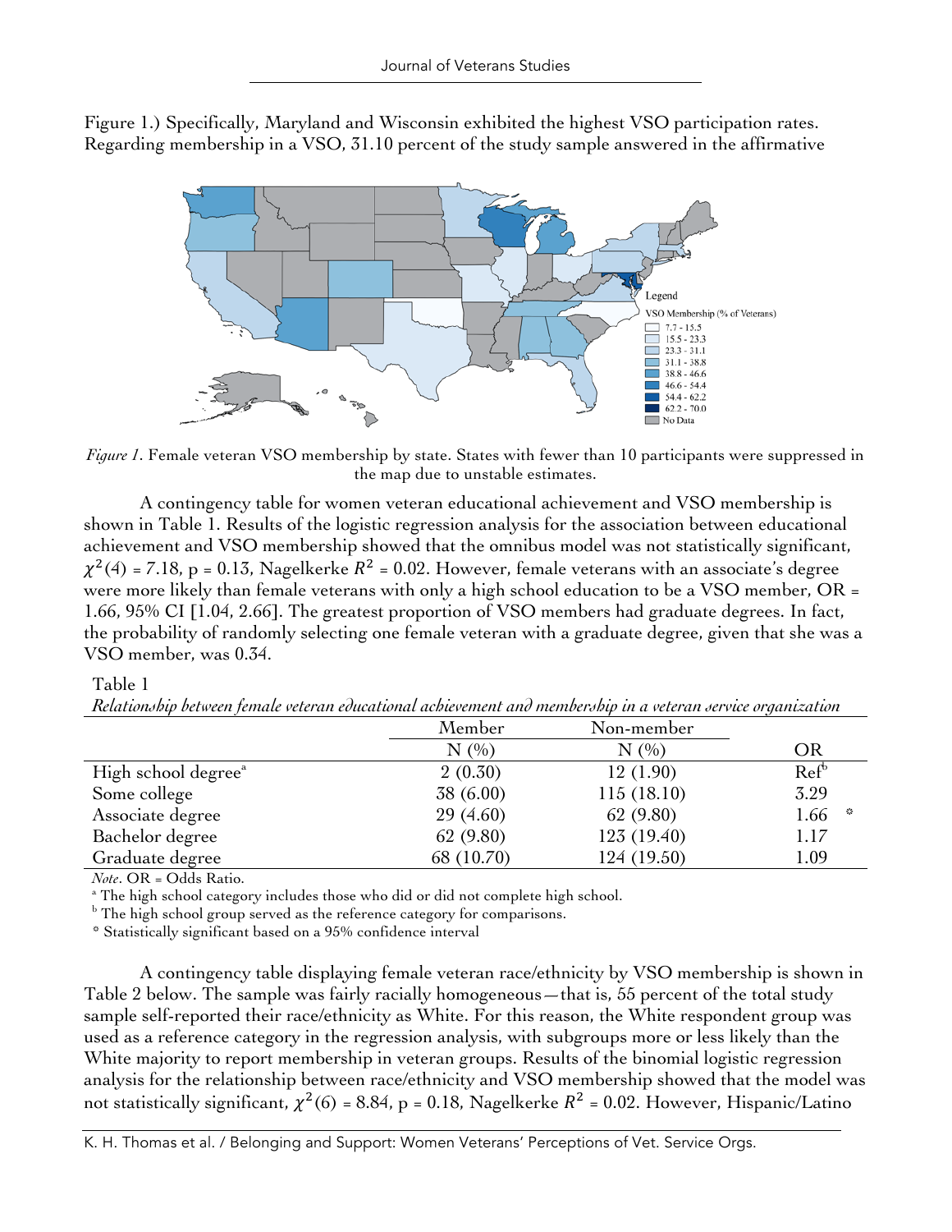Figure 1.) Specifically, Maryland and Wisconsin exhibited the highest VSO participation rates. Regarding membership in a VSO, 31.10 percent of the study sample answered in the affirmative

*Figure 1*. Female veteran VSO membership by state. States with fewer than 10 participants were suppressed in the map due to unstable estimates.

A contingency table for women veteran educational achievement and VSO membership is shown in Table 1. Results of the logistic regression analysis for the association between educational achievement and VSO membership showed that the omnibus model was not statistically significant, $\chi^2(4) = 7.18$, p = 0.13, Nagelkerke $R^2 = 0.02$. However, female veterans with an associate's degree were more likely than female veterans with only a high school education to be a VSO member, OR = 1.66, 95% CI [1.04, 2.66]. The greatest proportion of VSO members had graduate degrees. In fact, the probability of randomly selecting one female veteran with a graduate degree, given that she was a VSO member, was 0.34.

Table 1

*Relationship between female veteran educational achievement and membership in a veteran service organization*

| | Member | Non-member | |
|---|---|---|---|
| | N (%) | N (%) | OR |
| High school degree[a] | 2 (0.30) | 12 (1.90) | Ref[b] |
| Some college | 38 (6.00) | 115 (18.10) | 3.29 |
| Associate degree | 29 (4.60) | 62 (9.80) | 1.66 * |
| Bachelor degree | 62 (9.80) | 123 (19.40) | 1.17 |
| Graduate degree | 68 (10.70) | 124 (19.50) | 1.09 |

*Note*. OR = Odds Ratio.

[a] The high school category includes those who did or did not complete high school.

[b] The high school group served as the reference category for comparisons.

* Statistically significant based on a 95% confidence interval

A contingency table displaying female veteran race/ethnicity by VSO membership is shown in Table 2 below. The sample was fairly racially homogeneous—that is, 55 percent of the total study sample self-reported their race/ethnicity as White. For this reason, the White respondent group was used as a reference category in the regression analysis, with subgroups more or less likely than the White majority to report membership in veteran groups. Results of the binomial logistic regression analysis for the relationship between race/ethnicity and VSO membership showed that the model was not statistically significant, $\chi^2(6) = 8.84$, p = 0.18, Nagelkerke $R^2 = 0.02$. However, Hispanic/Latino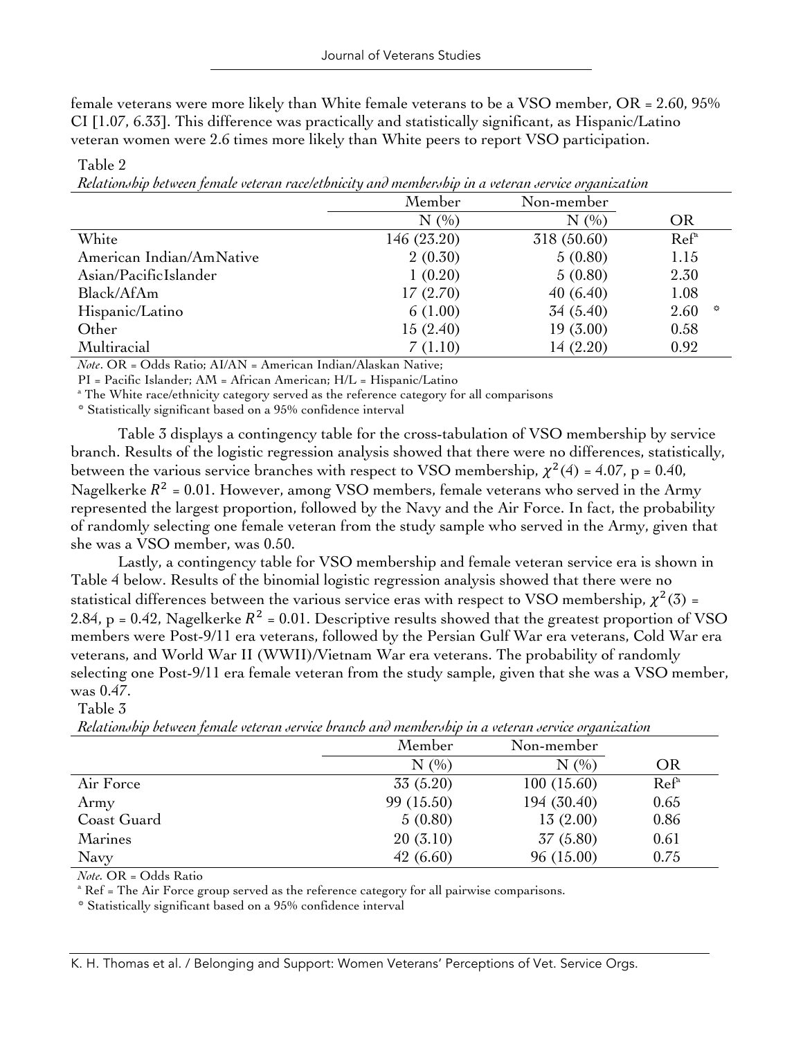female veterans were more likely than White female veterans to be a VSO member, OR = 2.60, 95% CI [1.07, 6.33]. This difference was practically and statistically significant, as Hispanic/Latino veteran women were 2.6 times more likely than White peers to report VSO participation.

Table 2

*Relationship between female veteran race/ethnicity and membership in a veteran service organization*

| | Member | Non-member | |
|---|---|---|---|
| | N (%) | N (%) | OR |
| White | 146 (23.20) | 318 (50.60) | Ref[a] |
| American Indian/AmNative | 2 (0.30) | 5 (0.80) | 1.15 |
| Asian/PacificIslander | 1 (0.20) | 5 (0.80) | 2.30 |
| Black/AfAm | 17 (2.70) | 40 (6.40) | 1.08 |
| Hispanic/Latino | 6 (1.00) | 34 (5.40) | 2.60 * |
| Other | 15 (2.40) | 19 (3.00) | 0.58 |
| Multiracial | 7 (1.10) | 14 (2.20) | 0.92 |

*Note*. OR = Odds Ratio; AI/AN = American Indian/Alaskan Native;
PI = Pacific Islander; AM = African American; H/L = Hispanic/Latino
[a] The White race/ethnicity category served as the reference category for all comparisons
* Statistically significant based on a 95% confidence interval

Table 3 displays a contingency table for the cross-tabulation of VSO membership by service branch. Results of the logistic regression analysis showed that there were no differences, statistically, between the various service branches with respect to VSO membership, $\chi^2(4)$ = 4.07, p = 0.40, Nagelkerke $R^2$ = 0.01. However, among VSO members, female veterans who served in the Army represented the largest proportion, followed by the Navy and the Air Force. In fact, the probability of randomly selecting one female veteran from the study sample who served in the Army, given that she was a VSO member, was 0.50.

Lastly, a contingency table for VSO membership and female veteran service era is shown in Table 4 below. Results of the binomial logistic regression analysis showed that there were no statistical differences between the various service eras with respect to VSO membership, $\chi^2(3)$ = 2.84, p = 0.42, Nagelkerke $R^2$ = 0.01. Descriptive results showed that the greatest proportion of VSO members were Post-9/11 era veterans, followed by the Persian Gulf War era veterans, Cold War era veterans, and World War II (WWII)/Vietnam War era veterans. The probability of randomly selecting one Post-9/11 era female veteran from the study sample, given that she was a VSO member, was 0.47.

Table 3

*Relationship between female veteran service branch and membership in a veteran service organization*

| | Member | Non-member | |
|---|---|---|---|
| | N (%) | N (%) | OR |
| Air Force | 33 (5.20) | 100 (15.60) | Ref[a] |
| Army | 99 (15.50) | 194 (30.40) | 0.65 |
| Coast Guard | 5 (0.80) | 13 (2.00) | 0.86 |
| Marines | 20 (3.10) | 37 (5.80) | 0.61 |
| Navy | 42 (6.60) | 96 (15.00) | 0.75 |

*Note*. OR = Odds Ratio
[a] Ref = The Air Force group served as the reference category for all pairwise comparisons.
* Statistically significant based on a 95% confidence interval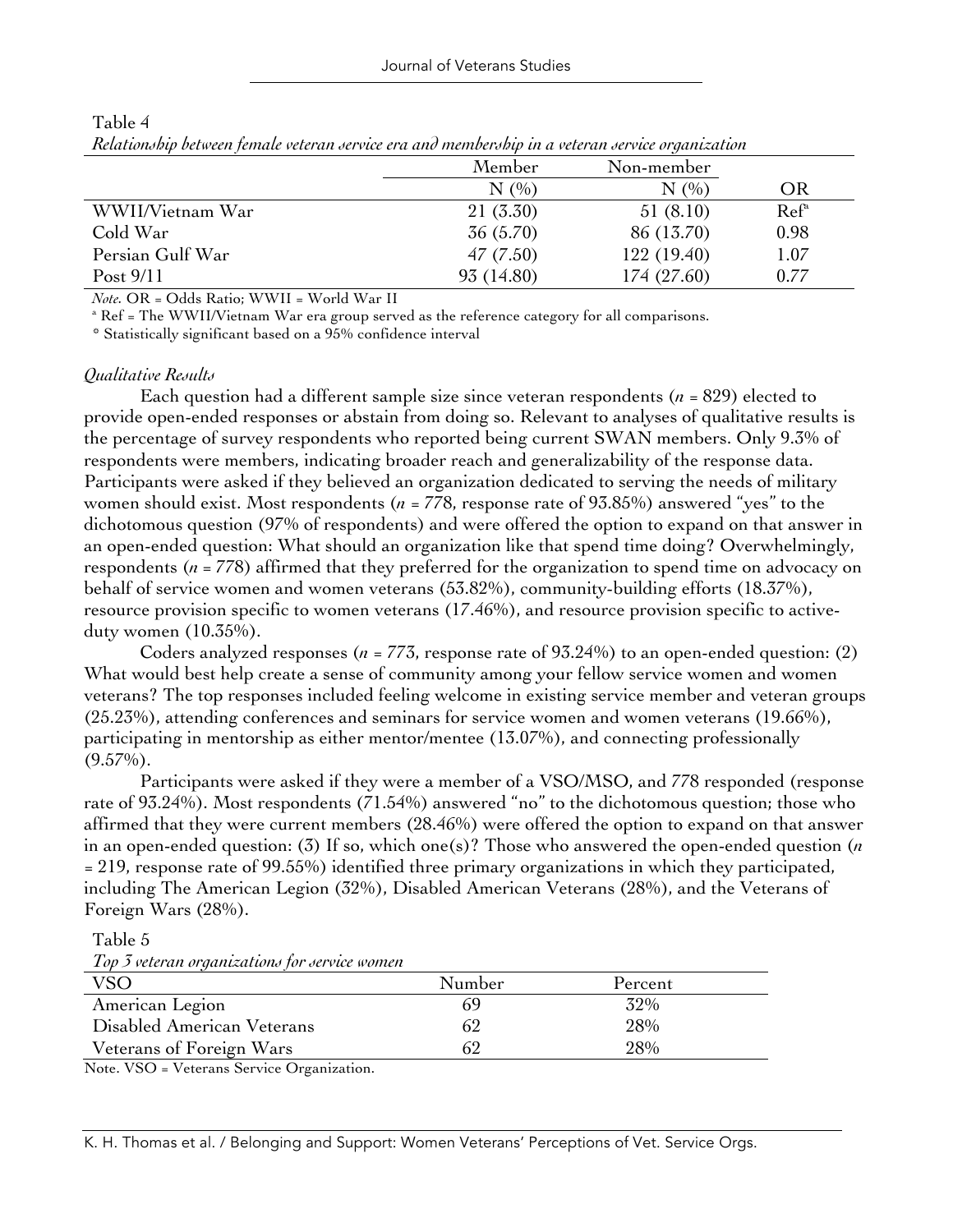Table 4

*Relationship between female veteran service era and membership in a veteran service organization*

| | Member | Non-member | |
|---|---|---|---|
| | N (%) | N (%) | OR |
| WWII/Vietnam War | 21 (3.30) | 51 (8.10) | Ref[a] |
| Cold War | 36 (5.70) | 86 (13.70) | 0.98 |
| Persian Gulf War | 47 (7.50) | 122 (19.40) | 1.07 |
| Post 9/11 | 93 (14.80) | 174 (27.60) | 0.77 |

*Note.* OR = Odds Ratio; WWII = World War II

[a] Ref = The WWII/Vietnam War era group served as the reference category for all comparisons.

* Statistically significant based on a 95% confidence interval

### *Qualitative Results*

Each question had a different sample size since veteran respondents ($n$ = 829) elected to provide open-ended responses or abstain from doing so. Relevant to analyses of qualitative results is the percentage of survey respondents who reported being current SWAN members. Only 9.3% of respondents were members, indicating broader reach and generalizability of the response data. Participants were asked if they believed an organization dedicated to serving the needs of military women should exist. Most respondents ($n$ = 778, response rate of 93.85%) answered "yes" to the dichotomous question (97% of respondents) and were offered the option to expand on that answer in an open-ended question: What should an organization like that spend time doing? Overwhelmingly, respondents ($n$ = 778) affirmed that they preferred for the organization to spend time on advocacy on behalf of service women and women veterans (53.82%), community-building efforts (18.37%), resource provision specific to women veterans (17.46%), and resource provision specific to active-duty women (10.35%).

Coders analyzed responses ($n$ = 773, response rate of 93.24%) to an open-ended question: (2) What would best help create a sense of community among your fellow service women and women veterans? The top responses included feeling welcome in existing service member and veteran groups (25.23%), attending conferences and seminars for service women and women veterans (19.66%), participating in mentorship as either mentor/mentee (13.07%), and connecting professionally (9.57%).

Participants were asked if they were a member of a VSO/MSO, and 778 responded (response rate of 93.24%). Most respondents (71.54%) answered "no" to the dichotomous question; those who affirmed that they were current members (28.46%) were offered the option to expand on that answer in an open-ended question: (3) If so, which one(s)? Those who answered the open-ended question ($n$ = 219, response rate of 99.55%) identified three primary organizations in which they participated, including The American Legion (32%), Disabled American Veterans (28%), and the Veterans of Foreign Wars (28%).

Table 5

*Top 3 veteran organizations for service women*

| VSO | Number | Percent |
|---|---|---|
| American Legion | 69 | 32% |
| Disabled American Veterans | 62 | 28% |
| Veterans of Foreign Wars | 62 | 28% |

Note. VSO = Veterans Service Organization.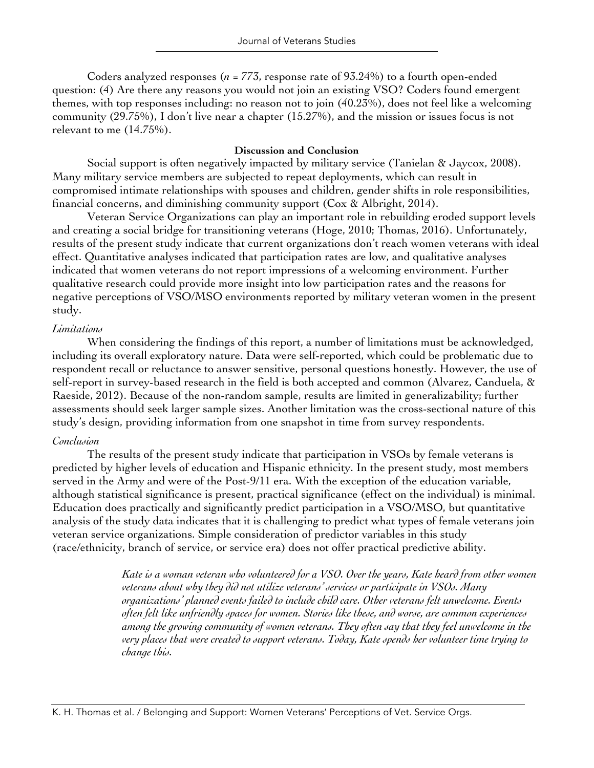Coders analyzed responses (*n* = 773, response rate of 93.24%) to a fourth open-ended question: (4) Are there any reasons you would not join an existing VSO? Coders found emergent themes, with top responses including: no reason not to join (40.23%), does not feel like a welcoming community (29.75%), I don't live near a chapter (15.27%), and the mission or issues focus is not relevant to me (14.75%).

## Discussion and Conclusion

Social support is often negatively impacted by military service (Tanielan & Jaycox, 2008). Many military service members are subjected to repeat deployments, which can result in compromised intimate relationships with spouses and children, gender shifts in role responsibilities, financial concerns, and diminishing community support (Cox & Albright, 2014).

Veteran Service Organizations can play an important role in rebuilding eroded support levels and creating a social bridge for transitioning veterans (Hoge, 2010; Thomas, 2016). Unfortunately, results of the present study indicate that current organizations don't reach women veterans with ideal effect. Quantitative analyses indicated that participation rates are low, and qualitative analyses indicated that women veterans do not report impressions of a welcoming environment. Further qualitative research could provide more insight into low participation rates and the reasons for negative perceptions of VSO/MSO environments reported by military veteran women in the present study.

### *Limitations*

When considering the findings of this report, a number of limitations must be acknowledged, including its overall exploratory nature. Data were self-reported, which could be problematic due to respondent recall or reluctance to answer sensitive, personal questions honestly. However, the use of self-report in survey-based research in the field is both accepted and common (Alvarez, Canduela, & Raeside, 2012). Because of the non-random sample, results are limited in generalizability; further assessments should seek larger sample sizes. Another limitation was the cross-sectional nature of this study's design, providing information from one snapshot in time from survey respondents.

### *Conclusion*

The results of the present study indicate that participation in VSOs by female veterans is predicted by higher levels of education and Hispanic ethnicity. In the present study, most members served in the Army and were of the Post-9/11 era. With the exception of the education variable, although statistical significance is present, practical significance (effect on the individual) is minimal. Education does practically and significantly predict participation in a VSO/MSO, but quantitative analysis of the study data indicates that it is challenging to predict what types of female veterans join veteran service organizations. Simple consideration of predictor variables in this study (race/ethnicity, branch of service, or service era) does not offer practical predictive ability.

> *Kate is a woman veteran who volunteered for a VSO. Over the years, Kate heard from other women veterans about why they did not utilize veterans' services or participate in VSOs. Many organizations' planned events failed to include child care. Other veterans felt unwelcome. Events often felt like unfriendly spaces for women. Stories like these, and worse, are common experiences among the growing community of women veterans. They often say that they feel unwelcome in the very places that were created to support veterans. Today, Kate spends her volunteer time trying to change this.*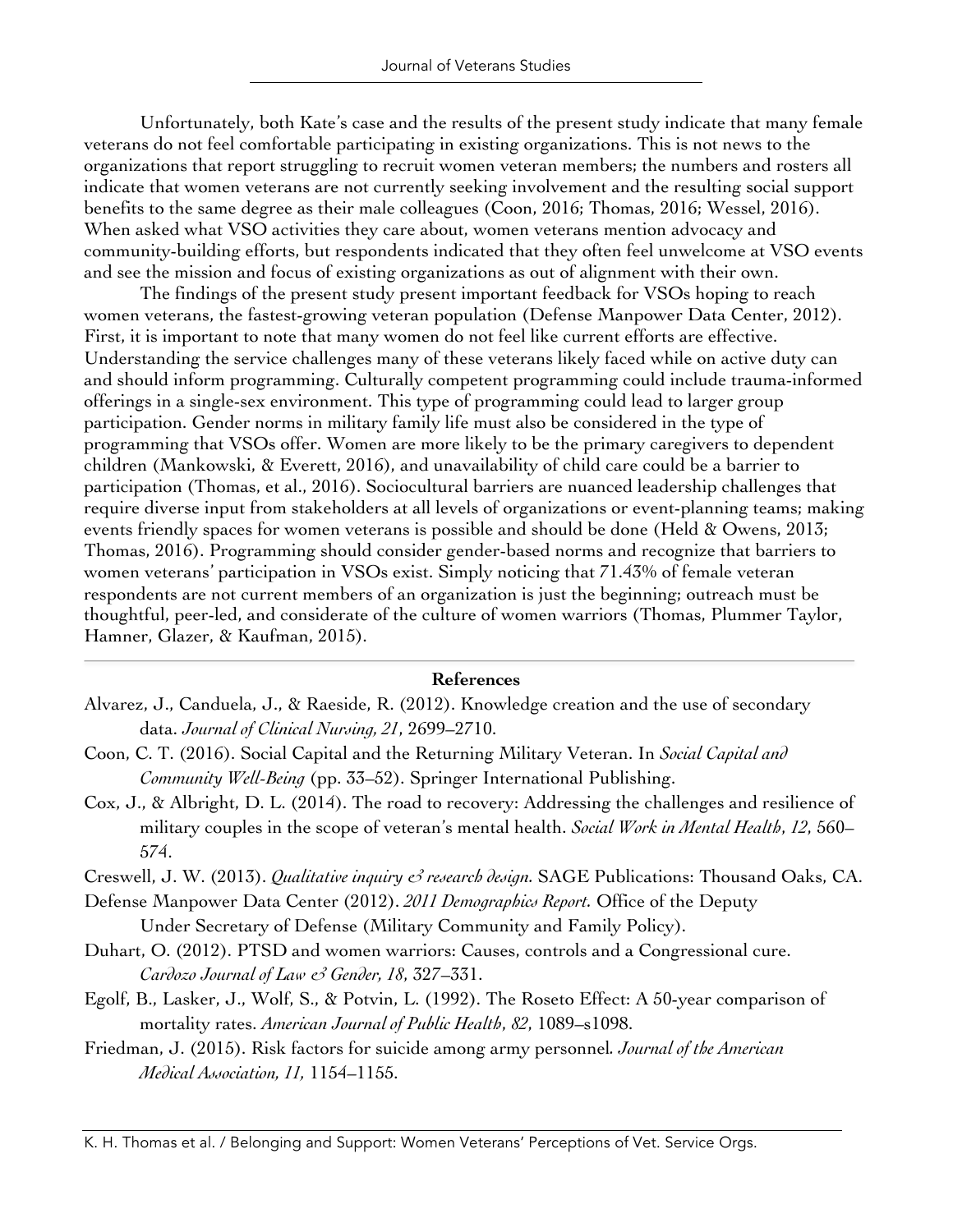Unfortunately, both Kate's case and the results of the present study indicate that many female veterans do not feel comfortable participating in existing organizations. This is not news to the organizations that report struggling to recruit women veteran members; the numbers and rosters all indicate that women veterans are not currently seeking involvement and the resulting social support benefits to the same degree as their male colleagues (Coon, 2016; Thomas, 2016; Wessel, 2016). When asked what VSO activities they care about, women veterans mention advocacy and community-building efforts, but respondents indicated that they often feel unwelcome at VSO events and see the mission and focus of existing organizations as out of alignment with their own.

The findings of the present study present important feedback for VSOs hoping to reach women veterans, the fastest-growing veteran population (Defense Manpower Data Center, 2012). First, it is important to note that many women do not feel like current efforts are effective. Understanding the service challenges many of these veterans likely faced while on active duty can and should inform programming. Culturally competent programming could include trauma-informed offerings in a single-sex environment. This type of programming could lead to larger group participation. Gender norms in military family life must also be considered in the type of programming that VSOs offer. Women are more likely to be the primary caregivers to dependent children (Mankowski, & Everett, 2016), and unavailability of child care could be a barrier to participation (Thomas, et al., 2016). Sociocultural barriers are nuanced leadership challenges that require diverse input from stakeholders at all levels of organizations or event-planning teams; making events friendly spaces for women veterans is possible and should be done (Held & Owens, 2013; Thomas, 2016). Programming should consider gender-based norms and recognize that barriers to women veterans' participation in VSOs exist. Simply noticing that 71.43% of female veteran respondents are not current members of an organization is just the beginning; outreach must be thoughtful, peer-led, and considerate of the culture of women warriors (Thomas, Plummer Taylor, Hamner, Glazer, & Kaufman, 2015).

## References

Alvarez, J., Canduela, J., & Raeside, R. (2012). Knowledge creation and the use of secondary data. *Journal of Clinical Nursing, 21*, 2699–2710.

Coon, C. T. (2016). Social Capital and the Returning Military Veteran. In *Social Capital and Community Well-Being* (pp. 33–52). Springer International Publishing.

Cox, J., & Albright, D. L. (2014). The road to recovery: Addressing the challenges and resilience of military couples in the scope of veteran's mental health. *Social Work in Mental Health*, *12*, 560–574.

Creswell, J. W. (2013). *Qualitative inquiry & research design.* SAGE Publications: Thousand Oaks, CA.

Defense Manpower Data Center (2012). *2011 Demographics Report.* Office of the Deputy Under Secretary of Defense (Military Community and Family Policy).

Duhart, O. (2012). PTSD and women warriors: Causes, controls and a Congressional cure. *Cardozo Journal of Law & Gender, 18*, 327–331.

Egolf, B., Lasker, J., Wolf, S., & Potvin, L. (1992). The Roseto Effect: A 50-year comparison of mortality rates. *American Journal of Public Health*, *82*, 1089–s1098.

Friedman, J. (2015). Risk factors for suicide among army personnel. *Journal of the American Medical Association, 11,* 1154–1155.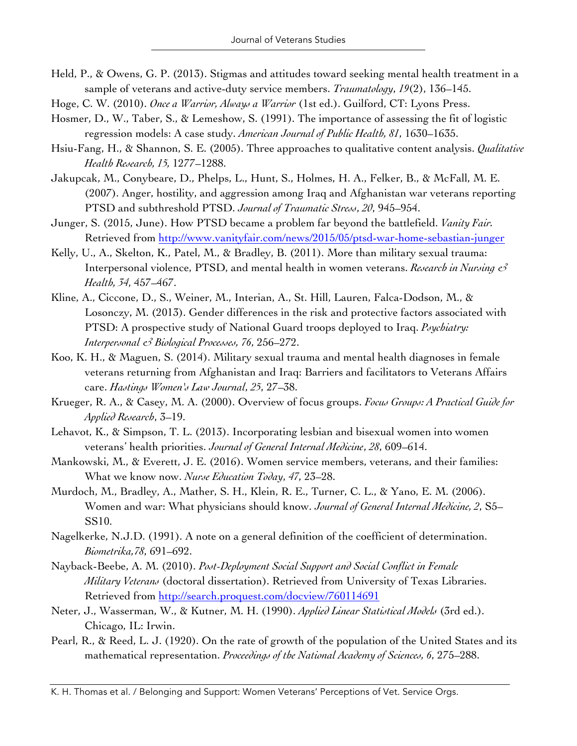Held, P., & Owens, G. P. (2013). Stigmas and attitudes toward seeking mental health treatment in a sample of veterans and active-duty service members. *Traumatology*, *19*(2), 136–145.

Hoge, C. W. (2010). *Once a Warrior, Always a Warrior* (1st ed.). Guilford, CT: Lyons Press.

Hosmer, D., W., Taber, S., & Lemeshow, S. (1991). The importance of assessing the fit of logistic regression models: A case study. *American Journal of Public Health, 81*, 1630–1635.

Hsiu-Fang, H., & Shannon, S. E. (2005). Three approaches to qualitative content analysis. *Qualitative Health Research, 15,* 1277–1288.

Jakupcak, M., Conybeare, D., Phelps, L., Hunt, S., Holmes, H. A., Felker, B., & McFall, M. E. (2007). Anger, hostility, and aggression among Iraq and Afghanistan war veterans reporting PTSD and subthreshold PTSD. *Journal of Traumatic Stress*, *20*, 945–954.

Junger, S. (2015, June). How PTSD became a problem far beyond the battlefield. *Vanity Fair*. Retrieved from http://www.vanityfair.com/news/2015/05/ptsd-war-home-sebastian-junger

Kelly, U., A., Skelton, K., Patel, M., & Bradley, B. (2011). More than military sexual trauma: Interpersonal violence, PTSD, and mental health in women veterans. *Research in Nursing & Health, 34*, 457–467.

Kline, A., Ciccone, D., S., Weiner, M., Interian, A., St. Hill, Lauren, Falca-Dodson, M., & Losonczy, M. (2013). Gender differences in the risk and protective factors associated with PTSD: A prospective study of National Guard troops deployed to Iraq. *Psychiatry: Interpersonal & Biological Processes, 76*, 256–272.

Koo, K. H., & Maguen, S. (2014). Military sexual trauma and mental health diagnoses in female veterans returning from Afghanistan and Iraq: Barriers and facilitators to Veterans Affairs care. *Hastings Women's Law Journal, 25*, 27–38.

Krueger, R. A., & Casey, M. A. (2000). Overview of focus groups. *Focus Groups: A Practical Guide for Applied Research*, 3–19.

Lehavot, K., & Simpson, T. L. (2013). Incorporating lesbian and bisexual women into women veterans' health priorities. *Journal of General Internal Medicine*, *28*, 609–614.

Mankowski, M., & Everett, J. E. (2016). Women service members, veterans, and their families: What we know now. *Nurse Education Today*, *47*, 23–28.

Murdoch, M., Bradley, A., Mather, S. H., Klein, R. E., Turner, C. L., & Yano, E. M. (2006). Women and war: What physicians should know. *Journal of General Internal Medicine, 2*, S5–SS10.

Nagelkerke, N.J.D. (1991). A note on a general definition of the coefficient of determination. *Biometrika,78*, 691–692.

Nayback-Beebe, A. M. (2010). *Post-Deployment Social Support and Social Conflict in Female Military Veterans* (doctoral dissertation). Retrieved from University of Texas Libraries. Retrieved from http://search.proquest.com/docview/760114691

Neter, J., Wasserman, W., & Kutner, M. H. (1990). *Applied Linear Statistical Models* (3rd ed.). Chicago, IL: Irwin.

Pearl, R., & Reed, L. J. (1920). On the rate of growth of the population of the United States and its mathematical representation. *Proceedings of the National Academy of Sciences, 6*, 275–288.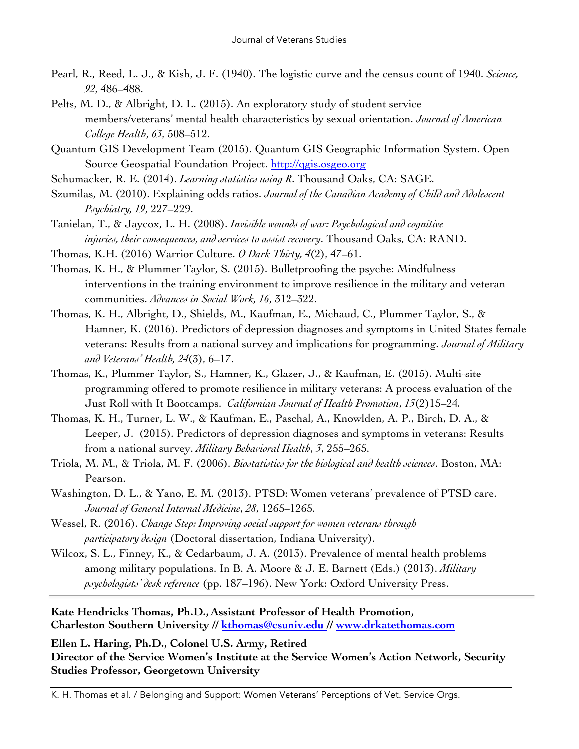Pearl, R., Reed, L. J., & Kish, J. F. (1940). The logistic curve and the census count of 1940. *Science, 92*, 486–488.

Pelts, M. D., & Albright, D. L. (2015). An exploratory study of student service members/veterans' mental health characteristics by sexual orientation. *Journal of American College Health*, *63*, 508–512.

Quantum GIS Development Team (2015). Quantum GIS Geographic Information System. Open Source Geospatial Foundation Project. http://qgis.osgeo.org

Schumacker, R. E. (2014). *Learning statistics using R*. Thousand Oaks, CA: SAGE.

Szumilas, M. (2010). Explaining odds ratios. *Journal of the Canadian Academy of Child and Adolescent Psychiatry, 19*, 227–229.

Tanielan, T., & Jaycox, L. H. (2008). *Invisible wounds of war: Psychological and cognitive injuries, their consequences, and services to assist recovery*. Thousand Oaks, CA: RAND.

Thomas, K.H. (2016) Warrior Culture. *O Dark Thirty, 4*(2), 47–61.

Thomas, K. H., & Plummer Taylor, S. (2015). Bulletproofing the psyche: Mindfulness interventions in the training environment to improve resilience in the military and veteran communities. *Advances in Social Work, 16*, 312–322.

Thomas, K. H., Albright, D., Shields, M., Kaufman, E., Michaud, C., Plummer Taylor, S., & Hamner, K. (2016). Predictors of depression diagnoses and symptoms in United States female veterans: Results from a national survey and implications for programming. *Journal of Military and Veterans' Health, 24*(3), 6–17.

Thomas, K., Plummer Taylor, S., Hamner, K., Glazer, J., & Kaufman, E. (2015). Multi-site programming offered to promote resilience in military veterans: A process evaluation of the Just Roll with It Bootcamps. *Californian Journal of Health Promotion*, *13*(2)15–24.

Thomas, K. H., Turner, L. W., & Kaufman, E., Paschal, A., Knowlden, A. P., Birch, D. A., & Leeper, J. (2015). Predictors of depression diagnoses and symptoms in veterans: Results from a national survey. *Military Behavioral Health*, *3*, 255–265.

Triola, M. M., & Triola, M. F. (2006). *Biostatistics for the biological and health sciences*. Boston, MA: Pearson.

Washington, D. L., & Yano, E. M. (2013). PTSD: Women veterans' prevalence of PTSD care. *Journal of General Internal Medicine*, *28*, 1265–1265.

Wessel, R. (2016). *Change Step: Improving social support for women veterans through participatory design* (Doctoral dissertation, Indiana University).

Wilcox, S. L., Finney, K., & Cedarbaum, J. A. (2013). Prevalence of mental health problems among military populations. In B. A. Moore & J. E. Barnett (Eds.) (2013). *Military psychologists' desk reference* (pp. 187–196). New York: Oxford University Press.

---

**Kate Hendricks Thomas, Ph.D., Assistant Professor of Health Promotion, Charleston Southern University // kthomas@csuniv.edu // www.drkatethomas.com**

**Ellen L. Haring, Ph.D., Colonel U.S. Army, Retired**
**Director of the Service Women's Institute at the Service Women's Action Network, Security Studies Professor, Georgetown University**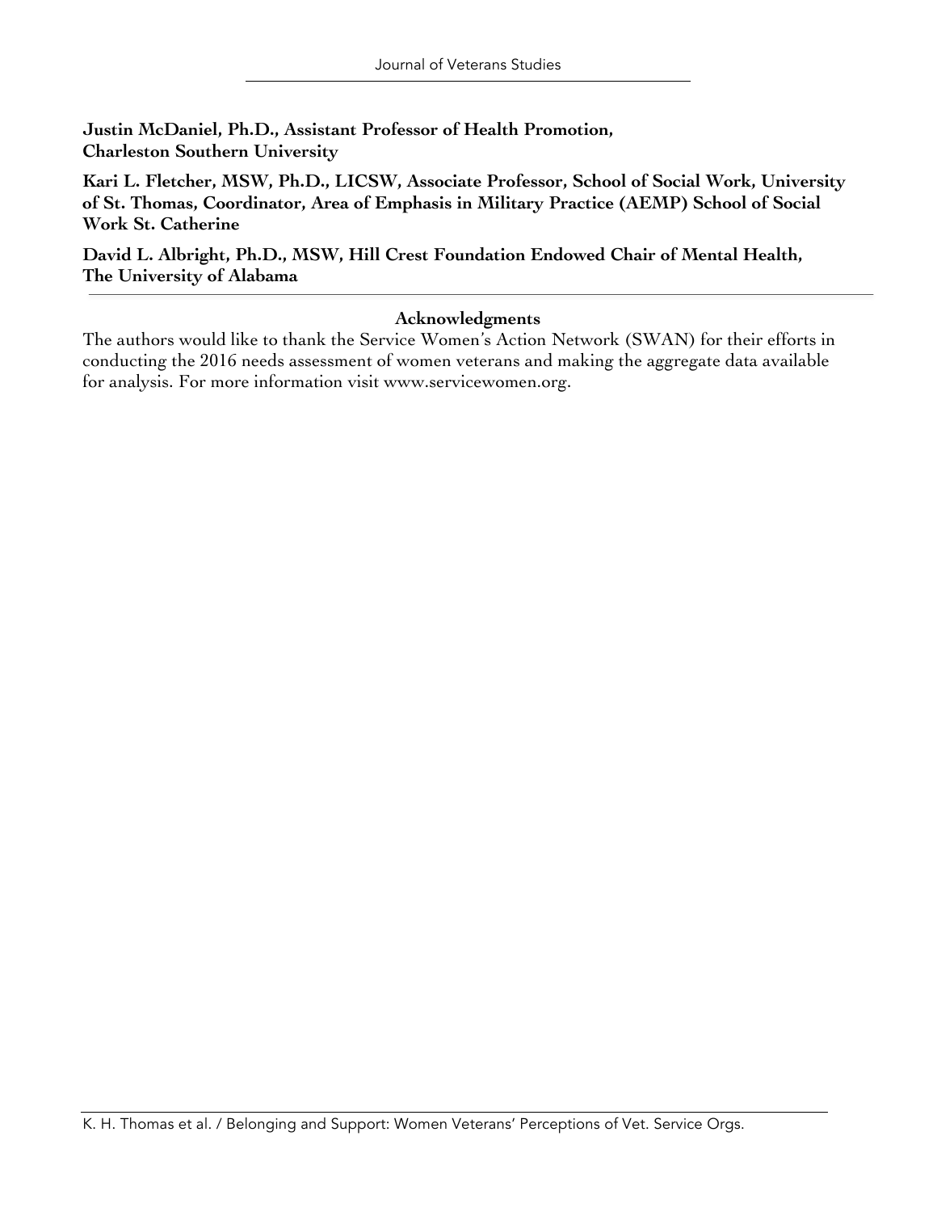**Justin McDaniel, Ph.D., Assistant Professor of Health Promotion, Charleston Southern University**

**Kari L. Fletcher, MSW, Ph.D., LICSW, Associate Professor, School of Social Work, University of St. Thomas, Coordinator, Area of Emphasis in Military Practice (AEMP) School of Social Work St. Catherine**

**David L. Albright, Ph.D., MSW, Hill Crest Foundation Endowed Chair of Mental Health, The University of Alabama**

## Acknowledgments

The authors would like to thank the Service Women's Action Network (SWAN) for their efforts in conducting the 2016 needs assessment of women veterans and making the aggregate data available for analysis. For more information visit www.servicewomen.org.